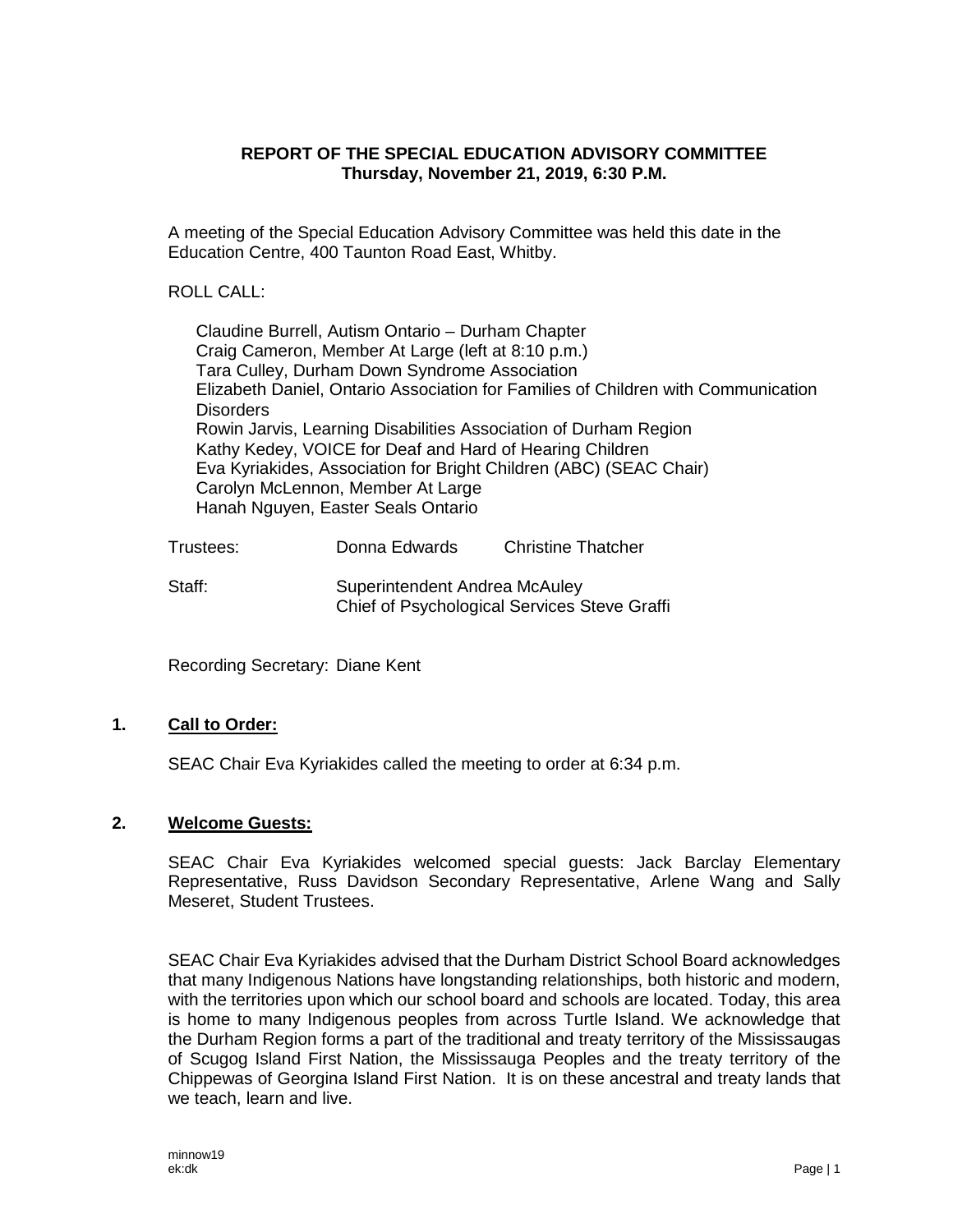**REPORT OF THE SPECIAL EDUCATION ADVISORY COMMITTEE**
**Thursday, November 21, 2019, 6:30 P.M.**

A meeting of the Special Education Advisory Committee was held this date in the Education Centre, 400 Taunton Road East, Whitby.

ROLL CALL:

Claudine Burrell, Autism Ontario – Durham Chapter
Craig Cameron, Member At Large (left at 8:10 p.m.)
Tara Culley, Durham Down Syndrome Association
Elizabeth Daniel, Ontario Association for Families of Children with Communication Disorders
Rowin Jarvis, Learning Disabilities Association of Durham Region
Kathy Kedey, VOICE for Deaf and Hard of Hearing Children
Eva Kyriakides, Association for Bright Children (ABC) (SEAC Chair)
Carolyn McLennon, Member At Large
Hanah Nguyen, Easter Seals Ontario

Trustees: Donna Edwards Christine Thatcher

Staff: Superintendent Andrea McAuley
Chief of Psychological Services Steve Graffi

Recording Secretary: Diane Kent

## 1. Call to Order:

SEAC Chair Eva Kyriakides called the meeting to order at 6:34 p.m.

## 2. Welcome Guests:

SEAC Chair Eva Kyriakides welcomed special guests: Jack Barclay Elementary Representative, Russ Davidson Secondary Representative, Arlene Wang and Sally Meseret, Student Trustees.

SEAC Chair Eva Kyriakides advised that the Durham District School Board acknowledges that many Indigenous Nations have longstanding relationships, both historic and modern, with the territories upon which our school board and schools are located. Today, this area is home to many Indigenous peoples from across Turtle Island. We acknowledge that the Durham Region forms a part of the traditional and treaty territory of the Mississaugas of Scugog Island First Nation, the Mississauga Peoples and the treaty territory of the Chippewas of Georgina Island First Nation. It is on these ancestral and treaty lands that we teach, learn and live.

minnow19
ek:dk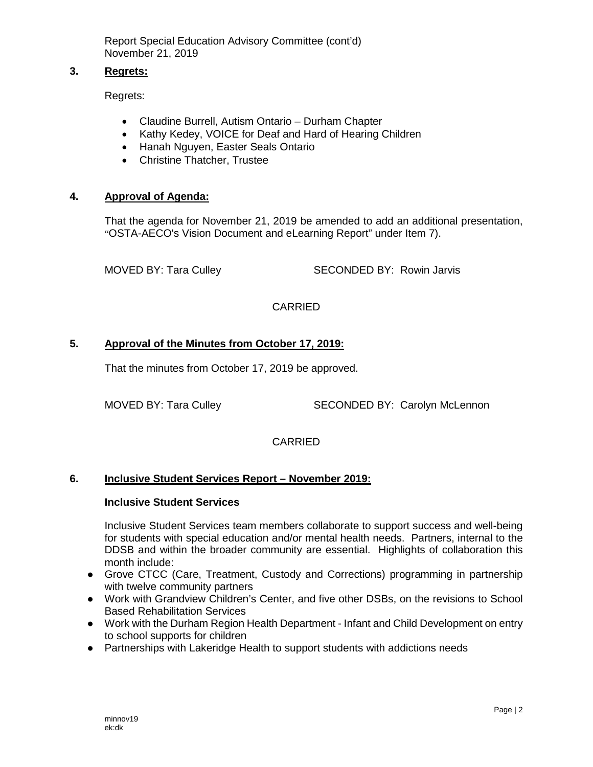### 3. Regrets:

Regrets:

- Claudine Burrell, Autism Ontario – Durham Chapter
- Kathy Kedey, VOICE for Deaf and Hard of Hearing Children
- Hanah Nguyen, Easter Seals Ontario
- Christine Thatcher, Trustee

### 4. Approval of Agenda:

That the agenda for November 21, 2019 be amended to add an additional presentation, "OSTA-AECO's Vision Document and eLearning Report" under Item 7).

MOVED BY: Tara Culley SECONDED BY: Rowin Jarvis

CARRIED

### 5. Approval of the Minutes from October 17, 2019:

That the minutes from October 17, 2019 be approved.

MOVED BY: Tara Culley SECONDED BY: Carolyn McLennon

CARRIED

### 6. Inclusive Student Services Report – November 2019:

**Inclusive Student Services**

Inclusive Student Services team members collaborate to support success and well-being for students with special education and/or mental health needs. Partners, internal to the DDSB and within the broader community are essential. Highlights of collaboration this month include:

- Grove CTCC (Care, Treatment, Custody and Corrections) programming in partnership with twelve community partners
- Work with Grandview Children's Center, and five other DSBs, on the revisions to School Based Rehabilitation Services
- Work with the Durham Region Health Department - Infant and Child Development on entry to school supports for children
- Partnerships with Lakeridge Health to support students with addictions needs

minnov19
ek:dk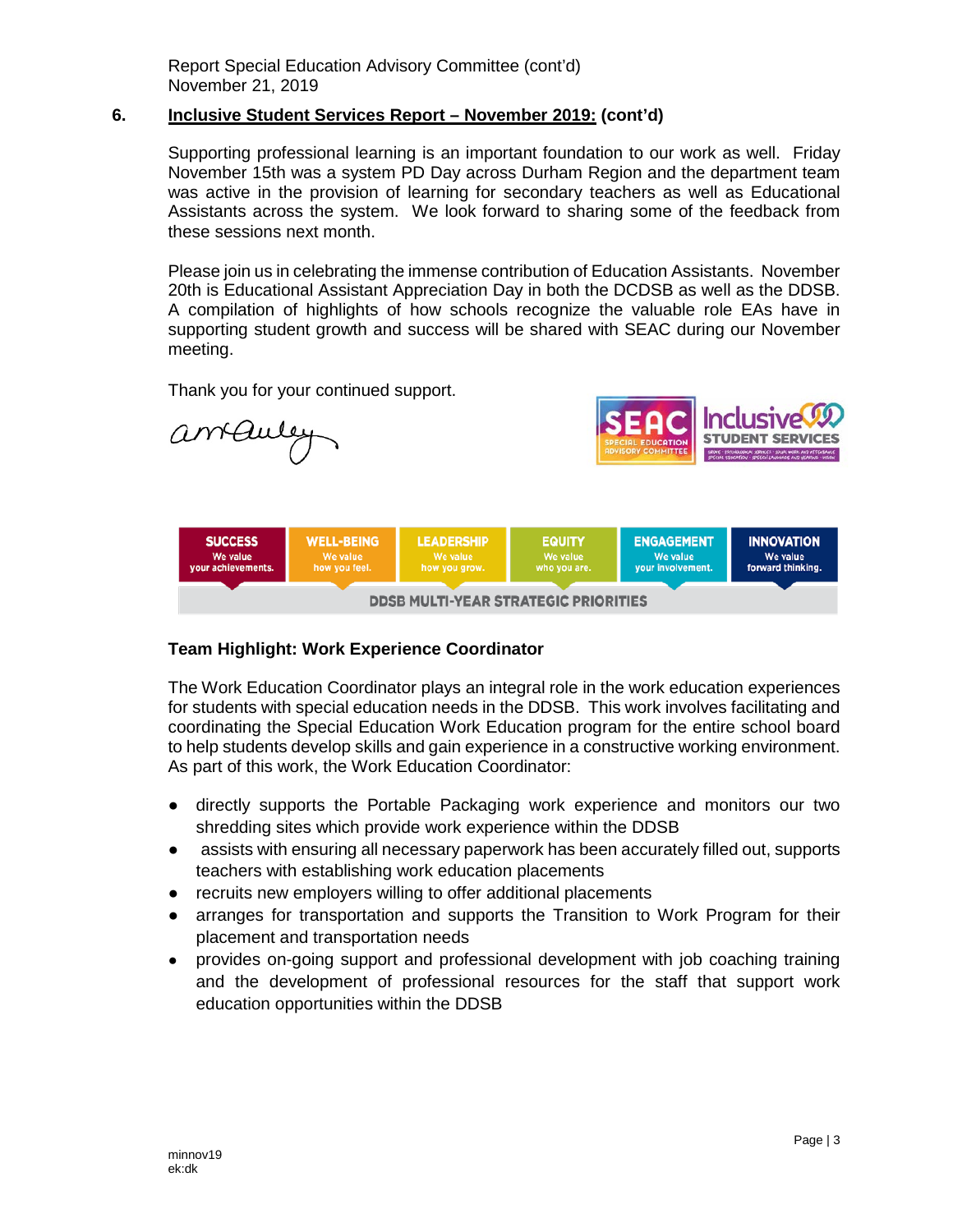## 6. Inclusive Student Services Report – November 2019: (cont'd)

Supporting professional learning is an important foundation to our work as well. Friday November 15th was a system PD Day across Durham Region and the department team was active in the provision of learning for secondary teachers as well as Educational Assistants across the system. We look forward to sharing some of the feedback from these sessions next month.

Please join us in celebrating the immense contribution of Education Assistants. November 20th is Educational Assistant Appreciation Day in both the DCDSB as well as the DDSB. A compilation of highlights of how schools recognize the valuable role EAs have in supporting student growth and success will be shared with SEAC during our November meeting.

Thank you for your continued support.

**SUCCESS** We value your achievements. | **WELL-BEING** We value how you feel. | **LEADERSHIP** We value how you grow. | **EQUITY** We value who you are. | **ENGAGEMENT** We value your involvement. | **INNOVATION** We value forward thinking.

DDSB MULTI-YEAR STRATEGIC PRIORITIES

### Team Highlight: Work Experience Coordinator

The Work Education Coordinator plays an integral role in the work education experiences for students with special education needs in the DDSB. This work involves facilitating and coordinating the Special Education Work Education program for the entire school board to help students develop skills and gain experience in a constructive working environment. As part of this work, the Work Education Coordinator:

- directly supports the Portable Packaging work experience and monitors our two shredding sites which provide work experience within the DDSB
- assists with ensuring all necessary paperwork has been accurately filled out, supports teachers with establishing work education placements
- recruits new employers willing to offer additional placements
- arranges for transportation and supports the Transition to Work Program for their placement and transportation needs
- provides on-going support and professional development with job coaching training and the development of professional resources for the staff that support work education opportunities within the DDSB

minnov19
ek:dk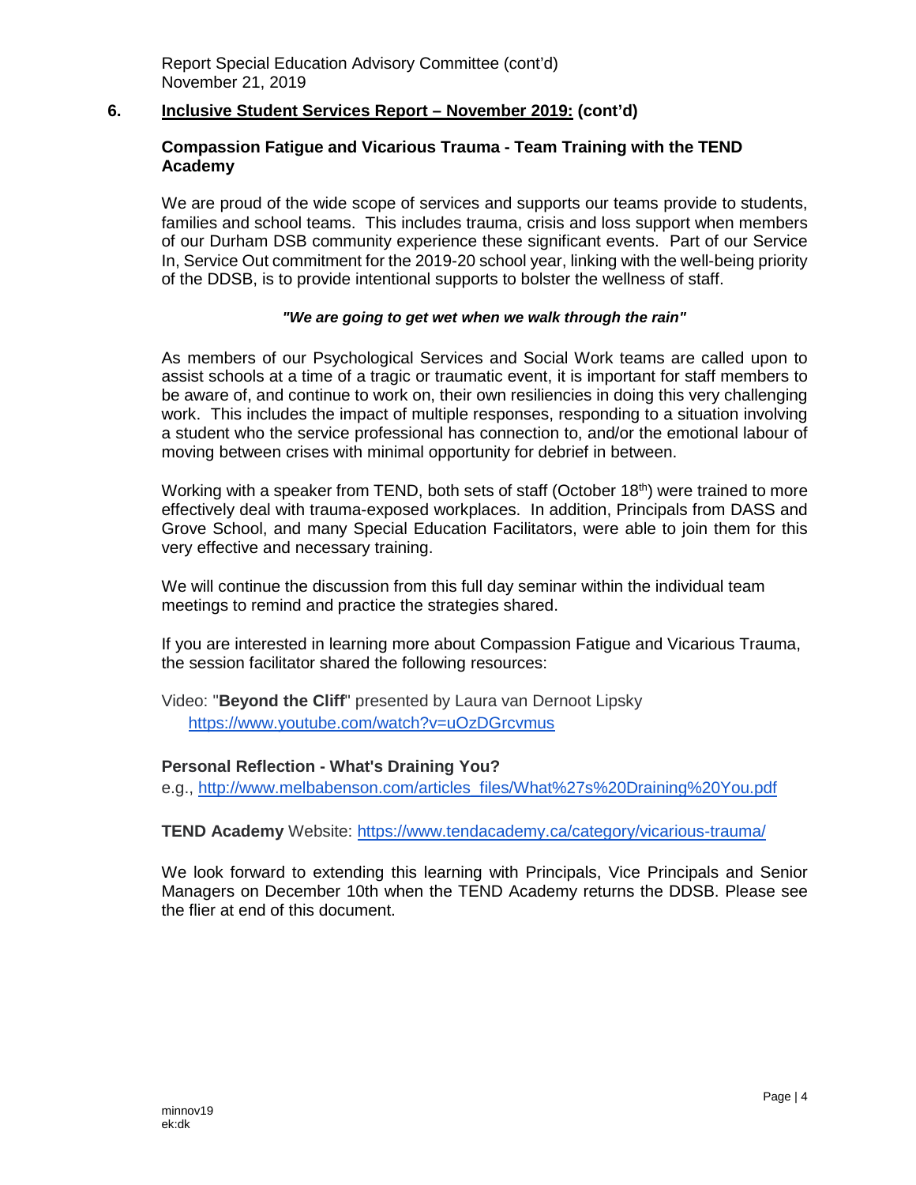## 6. Inclusive Student Services Report – November 2019: (cont'd)

### Compassion Fatigue and Vicarious Trauma - Team Training with the TEND Academy

We are proud of the wide scope of services and supports our teams provide to students, families and school teams. This includes trauma, crisis and loss support when members of our Durham DSB community experience these significant events. Part of our Service In, Service Out commitment for the 2019-20 school year, linking with the well-being priority of the DDSB, is to provide intentional supports to bolster the wellness of staff.

***"We are going to get wet when we walk through the rain"***

As members of our Psychological Services and Social Work teams are called upon to assist schools at a time of a tragic or traumatic event, it is important for staff members to be aware of, and continue to work on, their own resiliencies in doing this very challenging work. This includes the impact of multiple responses, responding to a situation involving a student who the service professional has connection to, and/or the emotional labour of moving between crises with minimal opportunity for debrief in between.

Working with a speaker from TEND, both sets of staff (October 18th) were trained to more effectively deal with trauma-exposed workplaces. In addition, Principals from DASS and Grove School, and many Special Education Facilitators, were able to join them for this very effective and necessary training.

We will continue the discussion from this full day seminar within the individual team meetings to remind and practice the strategies shared.

If you are interested in learning more about Compassion Fatigue and Vicarious Trauma, the session facilitator shared the following resources:

Video: "**Beyond the Cliff**" presented by Laura van Dernoot Lipsky
https://www.youtube.com/watch?v=uOzDGrcvmus

**Personal Reflection - What's Draining You?**
e.g., http://www.melbabenson.com/articles_files/What%27s%20Draining%20You.pdf

**TEND Academy** Website: https://www.tendacademy.ca/category/vicarious-trauma/

We look forward to extending this learning with Principals, Vice Principals and Senior Managers on December 10th when the TEND Academy returns the DDSB. Please see the flier at end of this document.

minnov19
ek:dk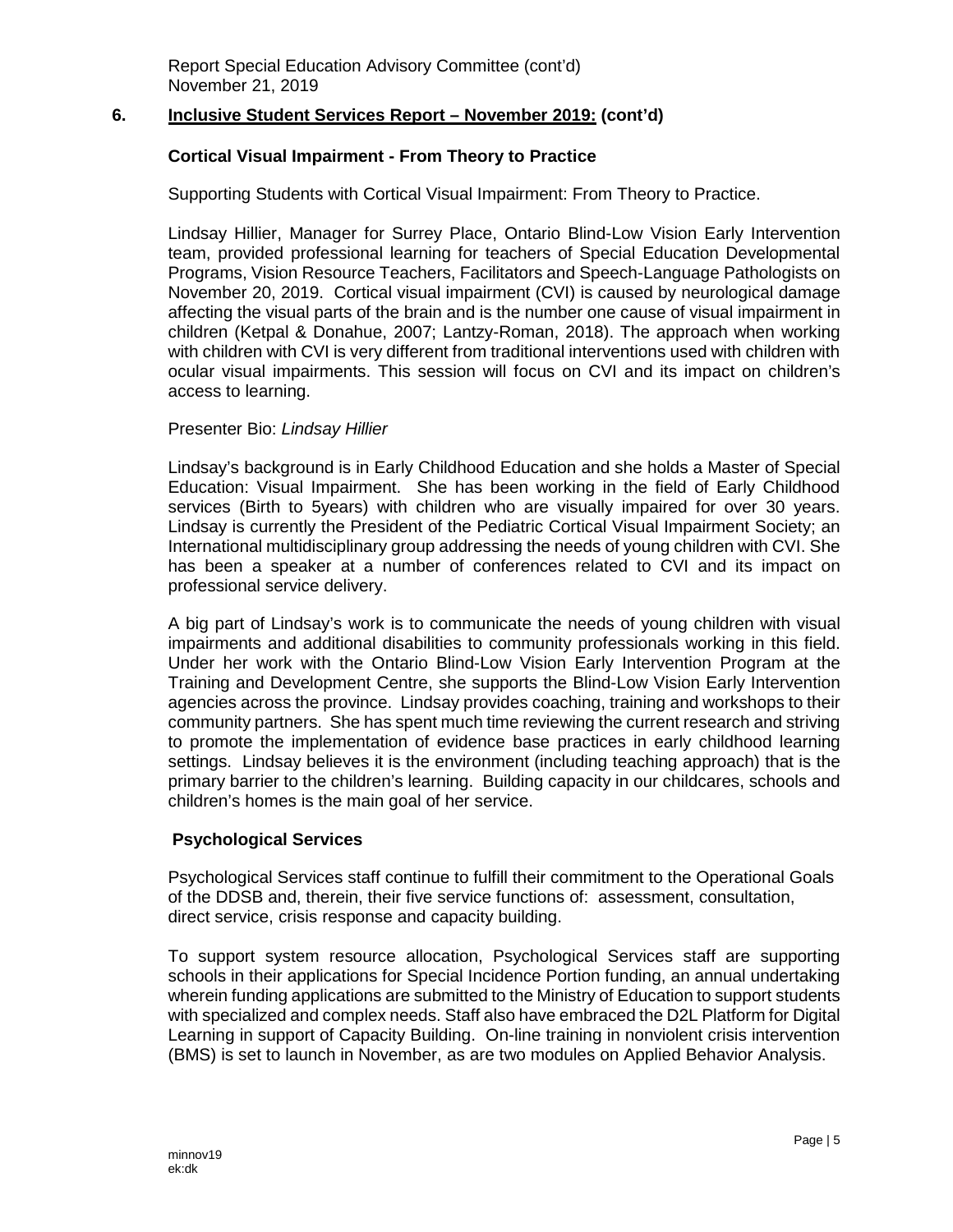## 6. Inclusive Student Services Report – November 2019: (cont'd)

### Cortical Visual Impairment - From Theory to Practice

Supporting Students with Cortical Visual Impairment: From Theory to Practice.

Lindsay Hillier, Manager for Surrey Place, Ontario Blind-Low Vision Early Intervention team, provided professional learning for teachers of Special Education Developmental Programs, Vision Resource Teachers, Facilitators and Speech-Language Pathologists on November 20, 2019. Cortical visual impairment (CVI) is caused by neurological damage affecting the visual parts of the brain and is the number one cause of visual impairment in children (Ketpal & Donahue, 2007; Lantzy-Roman, 2018). The approach when working with children with CVI is very different from traditional interventions used with children with ocular visual impairments. This session will focus on CVI and its impact on children's access to learning.

Presenter Bio: *Lindsay Hillier*

Lindsay's background is in Early Childhood Education and she holds a Master of Special Education: Visual Impairment. She has been working in the field of Early Childhood services (Birth to 5years) with children who are visually impaired for over 30 years. Lindsay is currently the President of the Pediatric Cortical Visual Impairment Society; an International multidisciplinary group addressing the needs of young children with CVI. She has been a speaker at a number of conferences related to CVI and its impact on professional service delivery.

A big part of Lindsay's work is to communicate the needs of young children with visual impairments and additional disabilities to community professionals working in this field. Under her work with the Ontario Blind-Low Vision Early Intervention Program at the Training and Development Centre, she supports the Blind-Low Vision Early Intervention agencies across the province. Lindsay provides coaching, training and workshops to their community partners. She has spent much time reviewing the current research and striving to promote the implementation of evidence base practices in early childhood learning settings. Lindsay believes it is the environment (including teaching approach) that is the primary barrier to the children's learning. Building capacity in our childcares, schools and children's homes is the main goal of her service.

### Psychological Services

Psychological Services staff continue to fulfill their commitment to the Operational Goals of the DDSB and, therein, their five service functions of: assessment, consultation, direct service, crisis response and capacity building.

To support system resource allocation, Psychological Services staff are supporting schools in their applications for Special Incidence Portion funding, an annual undertaking wherein funding applications are submitted to the Ministry of Education to support students with specialized and complex needs. Staff also have embraced the D2L Platform for Digital Learning in support of Capacity Building. On-line training in nonviolent crisis intervention (BMS) is set to launch in November, as are two modules on Applied Behavior Analysis.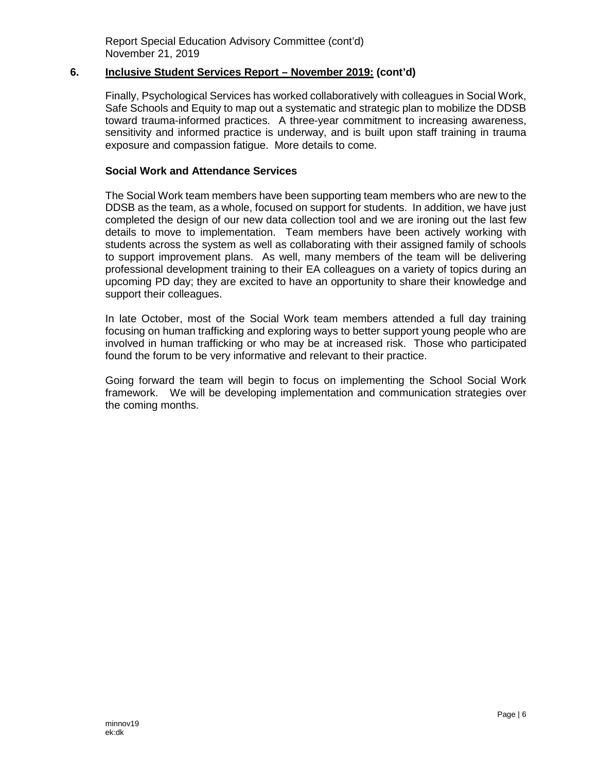## 6. Inclusive Student Services Report – November 2019: (cont'd)

Finally, Psychological Services has worked collaboratively with colleagues in Social Work, Safe Schools and Equity to map out a systematic and strategic plan to mobilize the DDSB toward trauma-informed practices. A three-year commitment to increasing awareness, sensitivity and informed practice is underway, and is built upon staff training in trauma exposure and compassion fatigue. More details to come.

### Social Work and Attendance Services

The Social Work team members have been supporting team members who are new to the DDSB as the team, as a whole, focused on support for students. In addition, we have just completed the design of our new data collection tool and we are ironing out the last few details to move to implementation. Team members have been actively working with students across the system as well as collaborating with their assigned family of schools to support improvement plans. As well, many members of the team will be delivering professional development training to their EA colleagues on a variety of topics during an upcoming PD day; they are excited to have an opportunity to share their knowledge and support their colleagues.

In late October, most of the Social Work team members attended a full day training focusing on human trafficking and exploring ways to better support young people who are involved in human trafficking or who may be at increased risk. Those who participated found the forum to be very informative and relevant to their practice.

Going forward the team will begin to focus on implementing the School Social Work framework. We will be developing implementation and communication strategies over the coming months.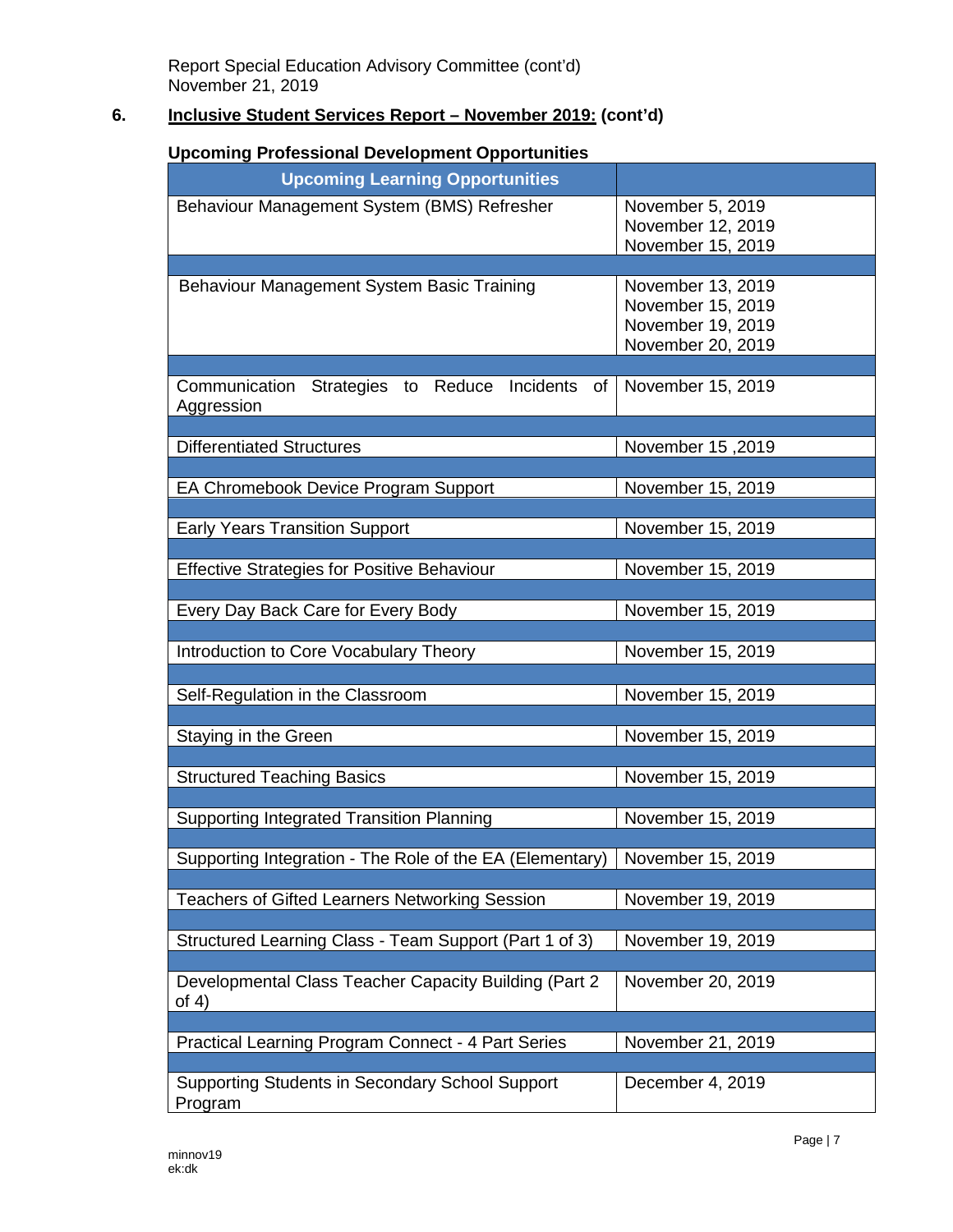Report Special Education Advisory Committee (cont'd)
November 21, 2019

## 6. Inclusive Student Services Report – November 2019: (cont'd)

### Upcoming Professional Development Opportunities

| Upcoming Learning Opportunities | |
|---|---|
| Behaviour Management System (BMS) Refresher | November 5, 2019<br>November 12, 2019<br>November 15, 2019 |
| Behaviour Management System Basic Training | November 13, 2019<br>November 15, 2019<br>November 19, 2019<br>November 20, 2019 |
| Communication Strategies to Reduce Incidents of Aggression | November 15, 2019 |
| Differentiated Structures | November 15 ,2019 |
| EA Chromebook Device Program Support | November 15, 2019 |
| Early Years Transition Support | November 15, 2019 |
| Effective Strategies for Positive Behaviour | November 15, 2019 |
| Every Day Back Care for Every Body | November 15, 2019 |
| Introduction to Core Vocabulary Theory | November 15, 2019 |
| Self-Regulation in the Classroom | November 15, 2019 |
| Staying in the Green | November 15, 2019 |
| Structured Teaching Basics | November 15, 2019 |
| Supporting Integrated Transition Planning | November 15, 2019 |
| Supporting Integration - The Role of the EA (Elementary) | November 15, 2019 |
| Teachers of Gifted Learners Networking Session | November 19, 2019 |
| Structured Learning Class - Team Support (Part 1 of 3) | November 19, 2019 |
| Developmental Class Teacher Capacity Building (Part 2 of 4) | November 20, 2019 |
| Practical Learning Program Connect - 4 Part Series | November 21, 2019 |
| Supporting Students in Secondary School Support Program | December 4, 2019 |

minnov19
ek:dk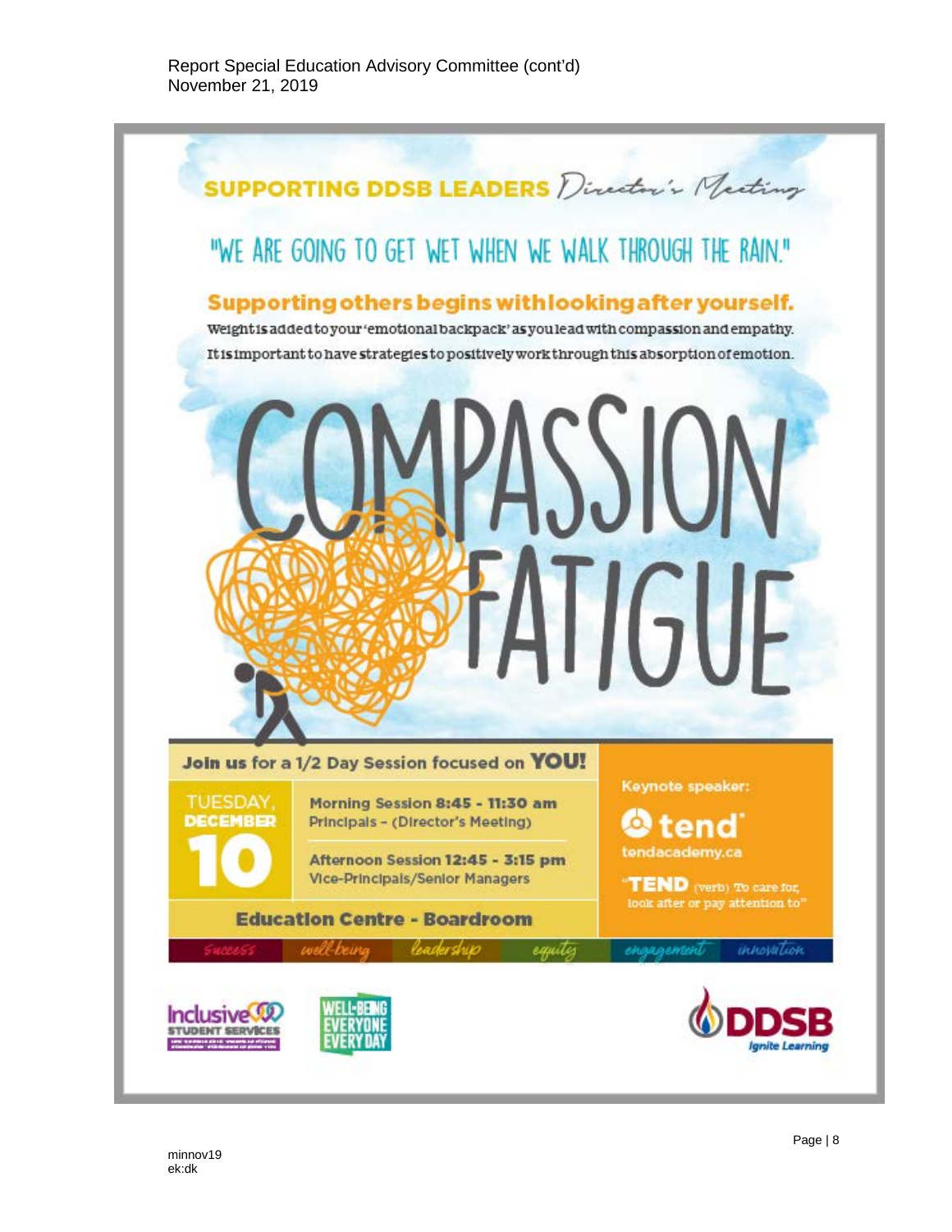SUPPORTING DDSB LEADERS *Director's Meeting*

## "WE ARE GOING TO GET WET WHEN WE WALK THROUGH THE RAIN."

### Supporting others begins with looking after yourself.

Weight is added to your 'emotional backpack' as you lead with compassion and empathy. It is important to have strategies to positively work through this absorption of emotion.

# COMPASSION FATIGUE

**Join us for a 1/2 Day Session focused on YOU!**

**TUESDAY, DECEMBER 10**

**Morning Session 8:45 - 11:30 am**
Principals – (Director's Meeting)

**Afternoon Session 12:45 - 3:15 pm**
Vice-Principals/Senior Managers

**Education Centre - Boardroom**

Keynote speaker:

**tend**
tendacademy.ca

"**TEND** (verb) To care for, look after or pay attention to"

*success* *well-being* *leadership* *equity* *engagement* *innovation*

Inclusive Student Services

WELL-BEING EVERYONE EVERY DAY

DDSB *Ignite Learning*

minnov19
ek:dk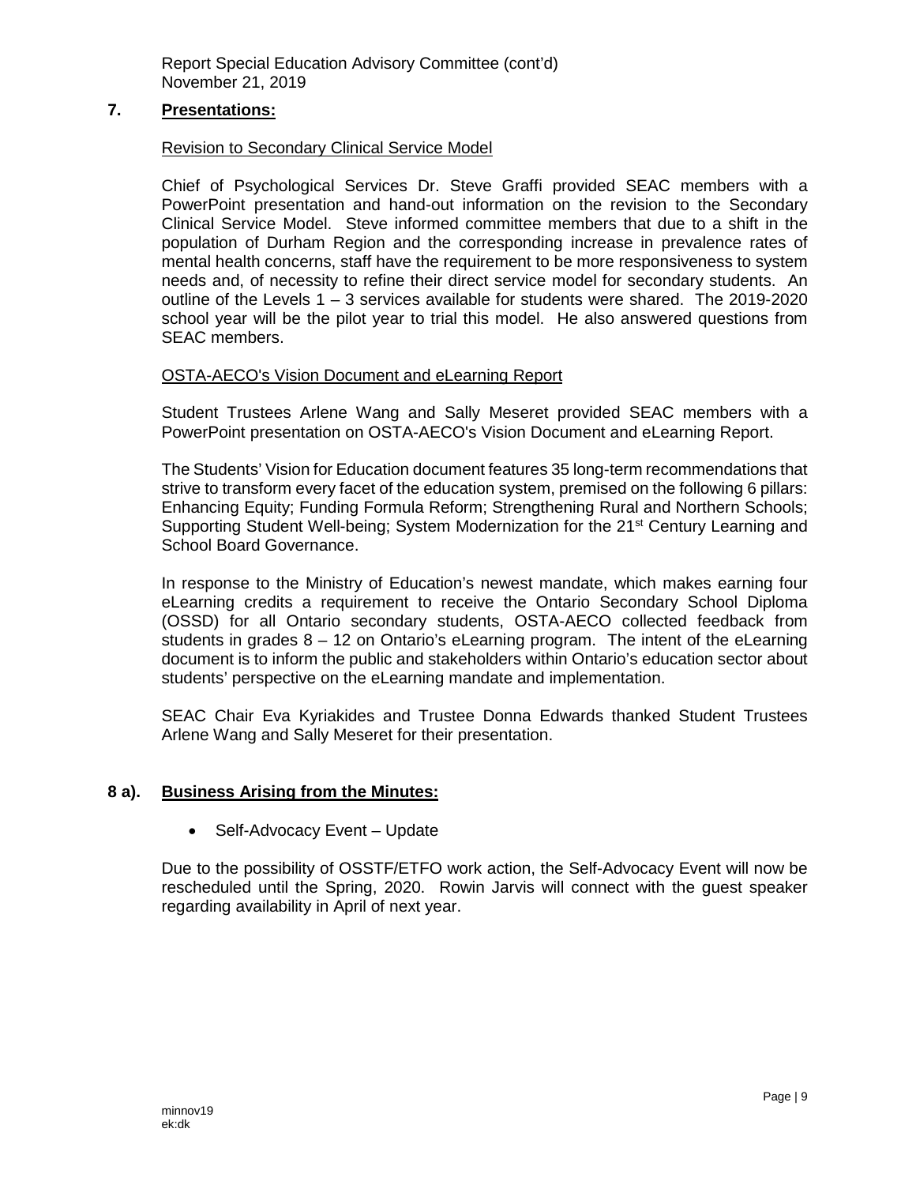## 7. **Presentations:**

Revision to Secondary Clinical Service Model

Chief of Psychological Services Dr. Steve Graffi provided SEAC members with a PowerPoint presentation and hand-out information on the revision to the Secondary Clinical Service Model. Steve informed committee members that due to a shift in the population of Durham Region and the corresponding increase in prevalence rates of mental health concerns, staff have the requirement to be more responsiveness to system needs and, of necessity to refine their direct service model for secondary students. An outline of the Levels 1 – 3 services available for students were shared. The 2019-2020 school year will be the pilot year to trial this model. He also answered questions from SEAC members.

OSTA-AECO's Vision Document and eLearning Report

Student Trustees Arlene Wang and Sally Meseret provided SEAC members with a PowerPoint presentation on OSTA-AECO's Vision Document and eLearning Report.

The Students' Vision for Education document features 35 long-term recommendations that strive to transform every facet of the education system, premised on the following 6 pillars: Enhancing Equity; Funding Formula Reform; Strengthening Rural and Northern Schools; Supporting Student Well-being; System Modernization for the 21st Century Learning and School Board Governance.

In response to the Ministry of Education's newest mandate, which makes earning four eLearning credits a requirement to receive the Ontario Secondary School Diploma (OSSD) for all Ontario secondary students, OSTA-AECO collected feedback from students in grades 8 – 12 on Ontario's eLearning program. The intent of the eLearning document is to inform the public and stakeholders within Ontario's education sector about students' perspective on the eLearning mandate and implementation.

SEAC Chair Eva Kyriakides and Trustee Donna Edwards thanked Student Trustees Arlene Wang and Sally Meseret for their presentation.

## 8 a). **Business Arising from the Minutes:**

- Self-Advocacy Event – Update

Due to the possibility of OSSTF/ETFO work action, the Self-Advocacy Event will now be rescheduled until the Spring, 2020. Rowin Jarvis will connect with the guest speaker regarding availability in April of next year.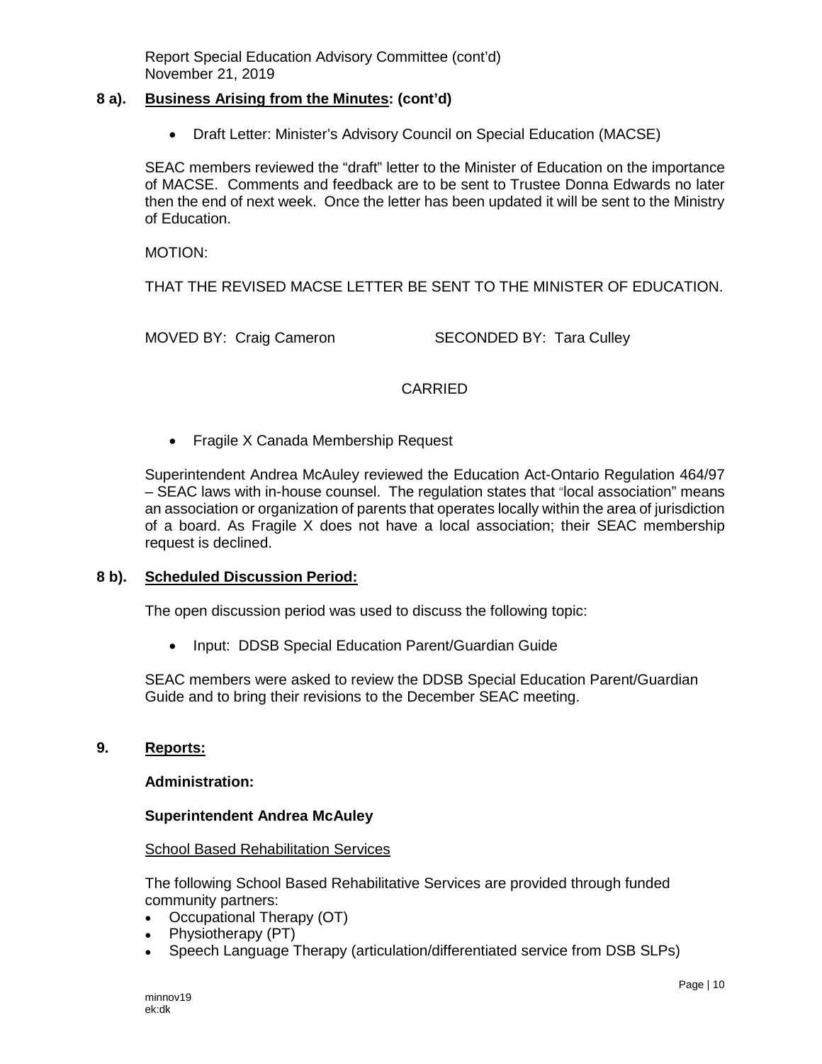## 8 a). Business Arising from the Minutes: (cont'd)

- Draft Letter: Minister's Advisory Council on Special Education (MACSE)

SEAC members reviewed the "draft" letter to the Minister of Education on the importance of MACSE. Comments and feedback are to be sent to Trustee Donna Edwards no later then the end of next week. Once the letter has been updated it will be sent to the Ministry of Education.

MOTION:

THAT THE REVISED MACSE LETTER BE SENT TO THE MINISTER OF EDUCATION.

MOVED BY: Craig Cameron SECONDED BY: Tara Culley

CARRIED

- Fragile X Canada Membership Request

Superintendent Andrea McAuley reviewed the Education Act-Ontario Regulation 464/97 – SEAC laws with in-house counsel. The regulation states that "local association" means an association or organization of parents that operates locally within the area of jurisdiction of a board. As Fragile X does not have a local association; their SEAC membership request is declined.

## 8 b). Scheduled Discussion Period:

The open discussion period was used to discuss the following topic:

- Input: DDSB Special Education Parent/Guardian Guide

SEAC members were asked to review the DDSB Special Education Parent/Guardian Guide and to bring their revisions to the December SEAC meeting.

## 9. Reports:

**Administration:**

**Superintendent Andrea McAuley**

School Based Rehabilitation Services

The following School Based Rehabilitative Services are provided through funded community partners:

- Occupational Therapy (OT)
- Physiotherapy (PT)
- Speech Language Therapy (articulation/differentiated service from DSB SLPs)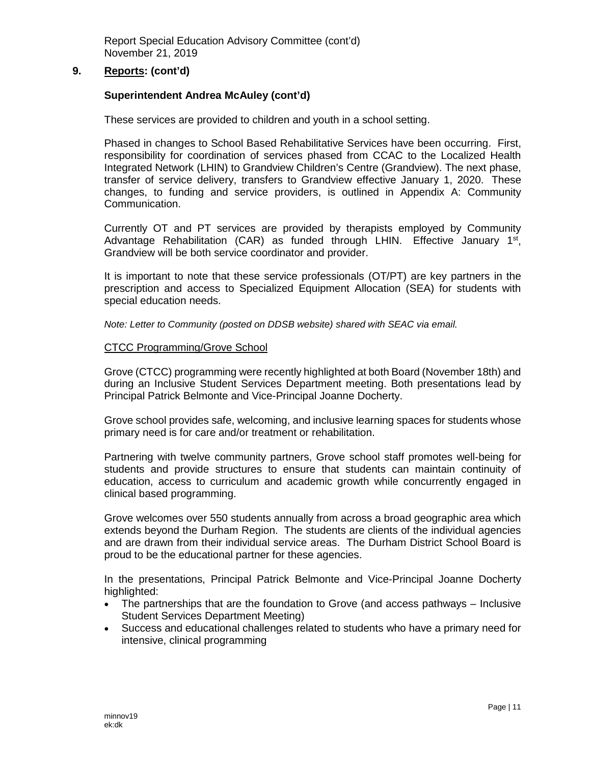## 9. Reports: (cont'd)

### Superintendent Andrea McAuley (cont'd)

These services are provided to children and youth in a school setting.

Phased in changes to School Based Rehabilitative Services have been occurring. First, responsibility for coordination of services phased from CCAC to the Localized Health Integrated Network (LHIN) to Grandview Children's Centre (Grandview). The next phase, transfer of service delivery, transfers to Grandview effective January 1, 2020. These changes, to funding and service providers, is outlined in Appendix A: Community Communication.

Currently OT and PT services are provided by therapists employed by Community Advantage Rehabilitation (CAR) as funded through LHIN. Effective January 1st, Grandview will be both service coordinator and provider.

It is important to note that these service professionals (OT/PT) are key partners in the prescription and access to Specialized Equipment Allocation (SEA) for students with special education needs.

*Note: Letter to Community (posted on DDSB website) shared with SEAC via email.*

CTCC Programming/Grove School

Grove (CTCC) programming were recently highlighted at both Board (November 18th) and during an Inclusive Student Services Department meeting. Both presentations lead by Principal Patrick Belmonte and Vice-Principal Joanne Docherty.

Grove school provides safe, welcoming, and inclusive learning spaces for students whose primary need is for care and/or treatment or rehabilitation.

Partnering with twelve community partners, Grove school staff promotes well-being for students and provide structures to ensure that students can maintain continuity of education, access to curriculum and academic growth while concurrently engaged in clinical based programming.

Grove welcomes over 550 students annually from across a broad geographic area which extends beyond the Durham Region. The students are clients of the individual agencies and are drawn from their individual service areas. The Durham District School Board is proud to be the educational partner for these agencies.

In the presentations, Principal Patrick Belmonte and Vice-Principal Joanne Docherty highlighted:

- The partnerships that are the foundation to Grove (and access pathways – Inclusive Student Services Department Meeting)
- Success and educational challenges related to students who have a primary need for intensive, clinical programming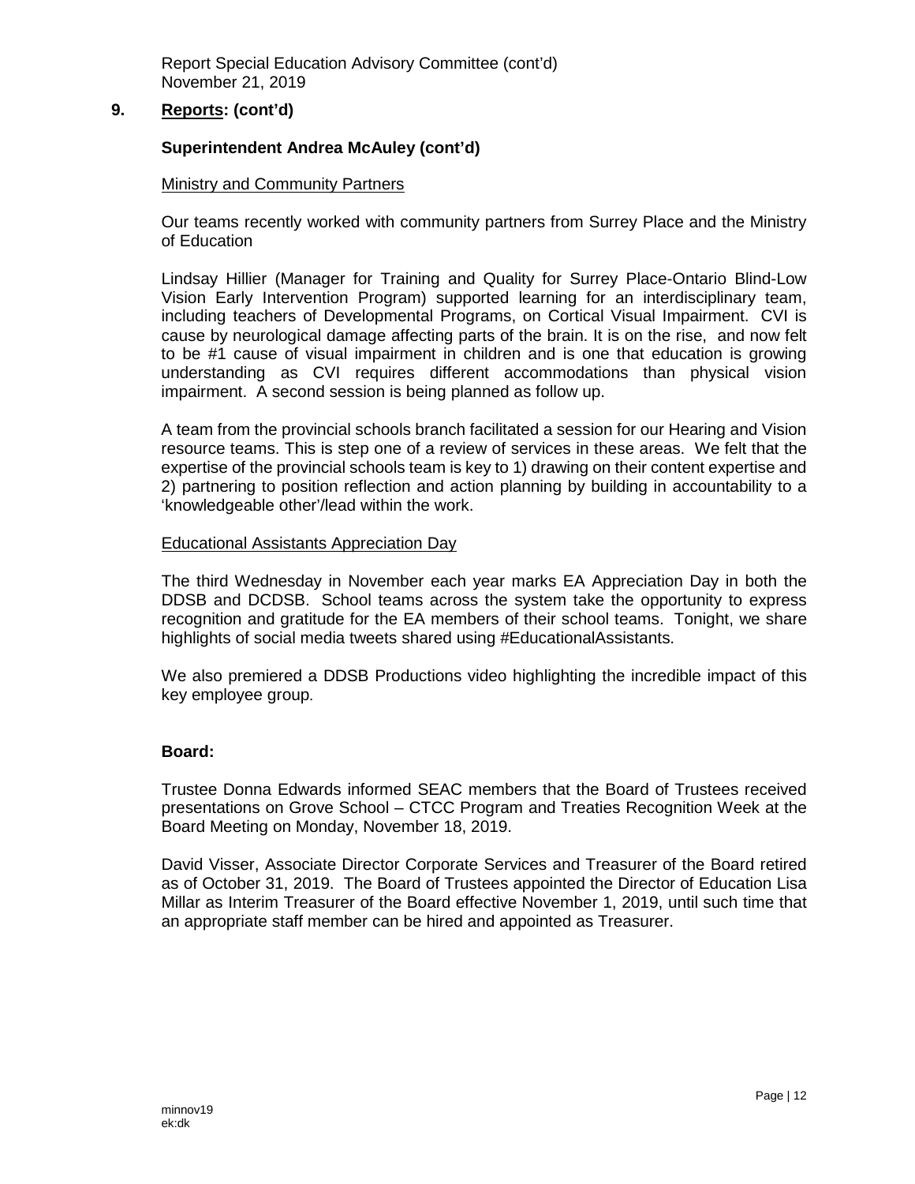Report Special Education Advisory Committee (cont'd)
November 21, 2019

## 9. Reports: (cont'd)

### Superintendent Andrea McAuley (cont'd)

Ministry and Community Partners

Our teams recently worked with community partners from Surrey Place and the Ministry of Education

Lindsay Hillier (Manager for Training and Quality for Surrey Place-Ontario Blind-Low Vision Early Intervention Program) supported learning for an interdisciplinary team, including teachers of Developmental Programs, on Cortical Visual Impairment. CVI is cause by neurological damage affecting parts of the brain. It is on the rise, and now felt to be #1 cause of visual impairment in children and is one that education is growing understanding as CVI requires different accommodations than physical vision impairment. A second session is being planned as follow up.

A team from the provincial schools branch facilitated a session for our Hearing and Vision resource teams. This is step one of a review of services in these areas. We felt that the expertise of the provincial schools team is key to 1) drawing on their content expertise and 2) partnering to position reflection and action planning by building in accountability to a 'knowledgeable other'/lead within the work.

Educational Assistants Appreciation Day

The third Wednesday in November each year marks EA Appreciation Day in both the DDSB and DCDSB. School teams across the system take the opportunity to express recognition and gratitude for the EA members of their school teams. Tonight, we share highlights of social media tweets shared using #EducationalAssistants.

We also premiered a DDSB Productions video highlighting the incredible impact of this key employee group.

### Board:

Trustee Donna Edwards informed SEAC members that the Board of Trustees received presentations on Grove School – CTCC Program and Treaties Recognition Week at the Board Meeting on Monday, November 18, 2019.

David Visser, Associate Director Corporate Services and Treasurer of the Board retired as of October 31, 2019. The Board of Trustees appointed the Director of Education Lisa Millar as Interim Treasurer of the Board effective November 1, 2019, until such time that an appropriate staff member can be hired and appointed as Treasurer.

minnov19
ek:dk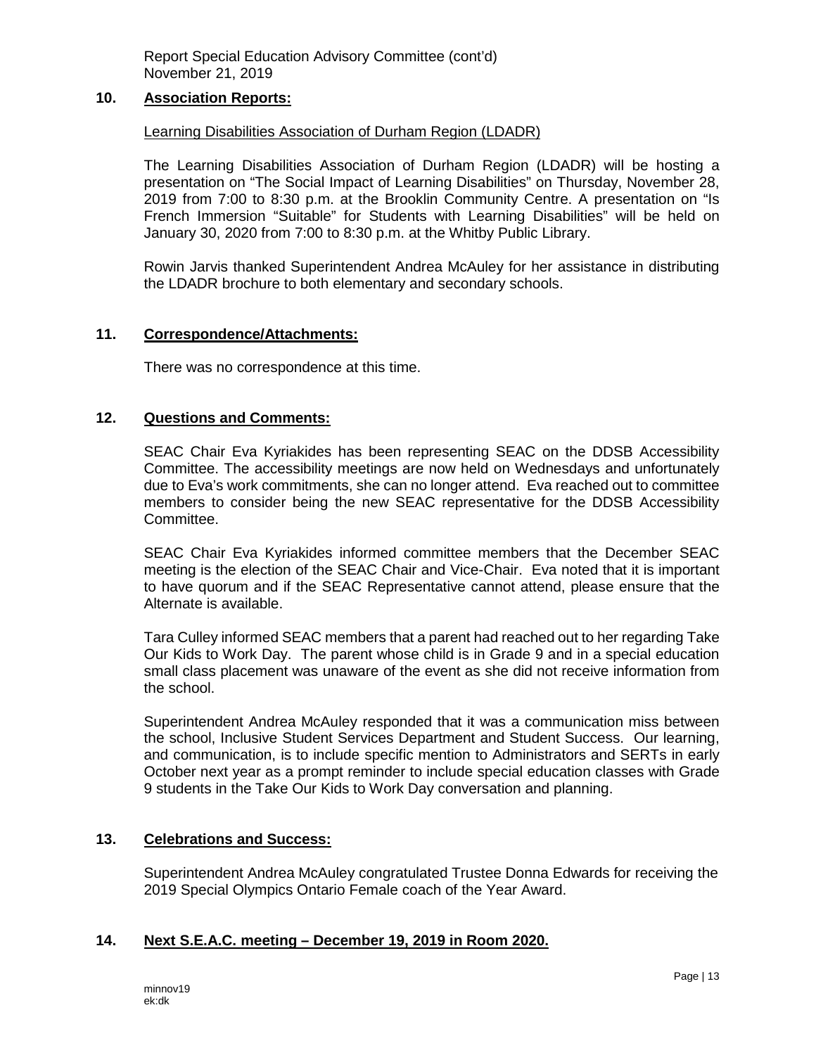## 10. Association Reports:

Learning Disabilities Association of Durham Region (LDADR)

The Learning Disabilities Association of Durham Region (LDADR) will be hosting a presentation on "The Social Impact of Learning Disabilities" on Thursday, November 28, 2019 from 7:00 to 8:30 p.m. at the Brooklin Community Centre. A presentation on "Is French Immersion "Suitable" for Students with Learning Disabilities" will be held on January 30, 2020 from 7:00 to 8:30 p.m. at the Whitby Public Library.

Rowin Jarvis thanked Superintendent Andrea McAuley for her assistance in distributing the LDADR brochure to both elementary and secondary schools.

## 11. Correspondence/Attachments:

There was no correspondence at this time.

## 12. Questions and Comments:

SEAC Chair Eva Kyriakides has been representing SEAC on the DDSB Accessibility Committee. The accessibility meetings are now held on Wednesdays and unfortunately due to Eva's work commitments, she can no longer attend. Eva reached out to committee members to consider being the new SEAC representative for the DDSB Accessibility Committee.

SEAC Chair Eva Kyriakides informed committee members that the December SEAC meeting is the election of the SEAC Chair and Vice-Chair. Eva noted that it is important to have quorum and if the SEAC Representative cannot attend, please ensure that the Alternate is available.

Tara Culley informed SEAC members that a parent had reached out to her regarding Take Our Kids to Work Day. The parent whose child is in Grade 9 and in a special education small class placement was unaware of the event as she did not receive information from the school.

Superintendent Andrea McAuley responded that it was a communication miss between the school, Inclusive Student Services Department and Student Success. Our learning, and communication, is to include specific mention to Administrators and SERTs in early October next year as a prompt reminder to include special education classes with Grade 9 students in the Take Our Kids to Work Day conversation and planning.

## 13. Celebrations and Success:

Superintendent Andrea McAuley congratulated Trustee Donna Edwards for receiving the 2019 Special Olympics Ontario Female coach of the Year Award.

## 14. Next S.E.A.C. meeting – December 19, 2019 in Room 2020.

minnov19
ek:dk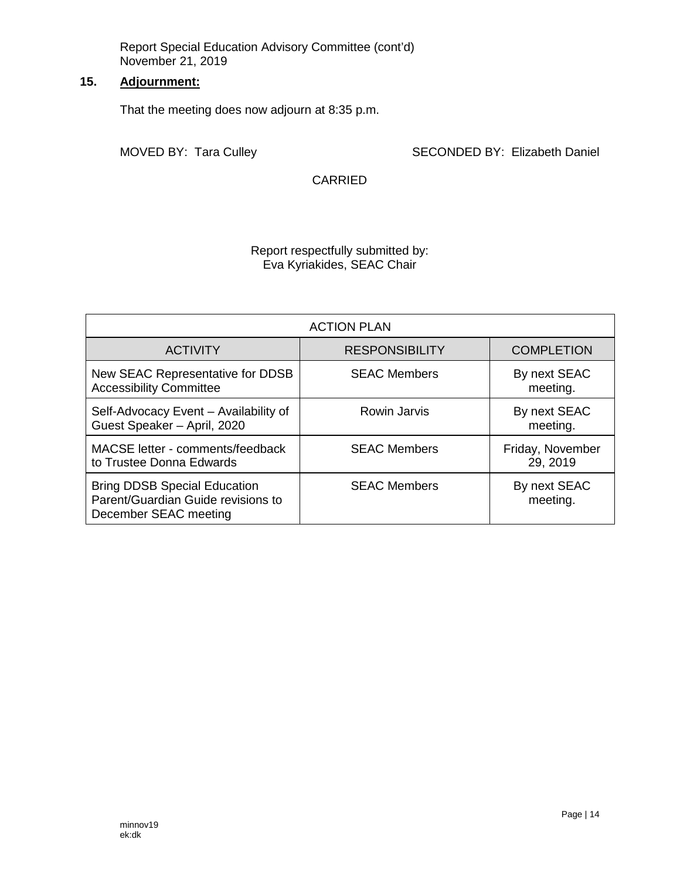## 15. Adjournment:

That the meeting does now adjourn at 8:35 p.m.

MOVED BY: Tara Culley SECONDED BY: Elizabeth Daniel

CARRIED

Report respectfully submitted by:
Eva Kyriakides, SEAC Chair

| ACTION PLAN | | |
|---|---|---|
| ACTIVITY | RESPONSIBILITY | COMPLETION |
| New SEAC Representative for DDSB Accessibility Committee | SEAC Members | By next SEAC meeting. |
| Self-Advocacy Event – Availability of Guest Speaker – April, 2020 | Rowin Jarvis | By next SEAC meeting. |
| MACSE letter - comments/feedback to Trustee Donna Edwards | SEAC Members | Friday, November 29, 2019 |
| Bring DDSB Special Education Parent/Guardian Guide revisions to December SEAC meeting | SEAC Members | By next SEAC meeting. |

minnov19
ek:dk